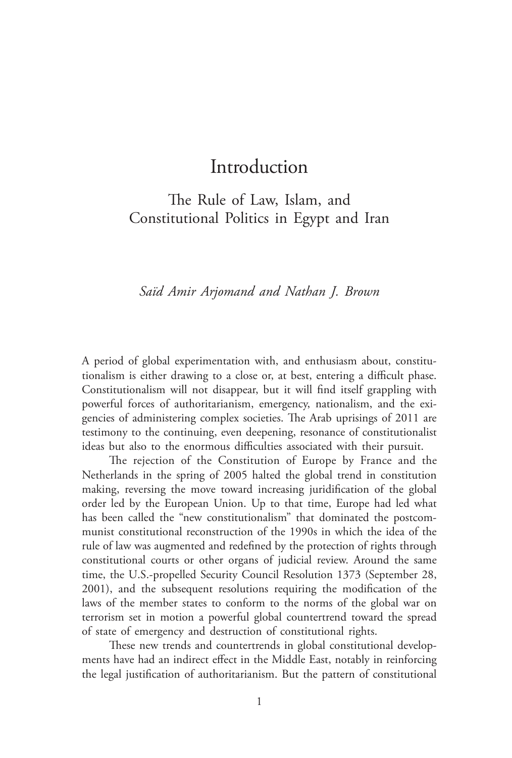# Introduction

## The Rule of Law, Islam, and Constitutional Politics in Egypt and Iran

*Saïd Amir Arjomand and Nathan J. Brown*

A period of global experimentation with, and enthusiasm about, constitutionalism is either drawing to a close or, at best, entering a difficult phase. Constitutionalism will not disappear, but it will find itself grappling with powerful forces of authoritarianism, emergency, nationalism, and the exigencies of administering complex societies. The Arab uprisings of 2011 are testimony to the continuing, even deepening, resonance of constitutionalist ideas but also to the enormous difficulties associated with their pursuit.

The rejection of the Constitution of Europe by France and the Netherlands in the spring of 2005 halted the global trend in constitution making, reversing the move toward increasing juridification of the global order led by the European Union. Up to that time, Europe had led what has been called the "new constitutionalism" that dominated the postcommunist constitutional reconstruction of the 1990s in which the idea of the rule of law was augmented and redefined by the protection of rights through constitutional courts or other organs of judicial review. Around the same time, the U.S.-propelled Security Council Resolution 1373 (September 28, 2001), and the subsequent resolutions requiring the modification of the laws of the member states to conform to the norms of the global war on terrorism set in motion a powerful global countertrend toward the spread of state of emergency and destruction of constitutional rights.

These new trends and countertrends in global constitutional developments have had an indirect effect in the Middle East, notably in reinforcing the legal justification of authoritarianism. But the pattern of constitutional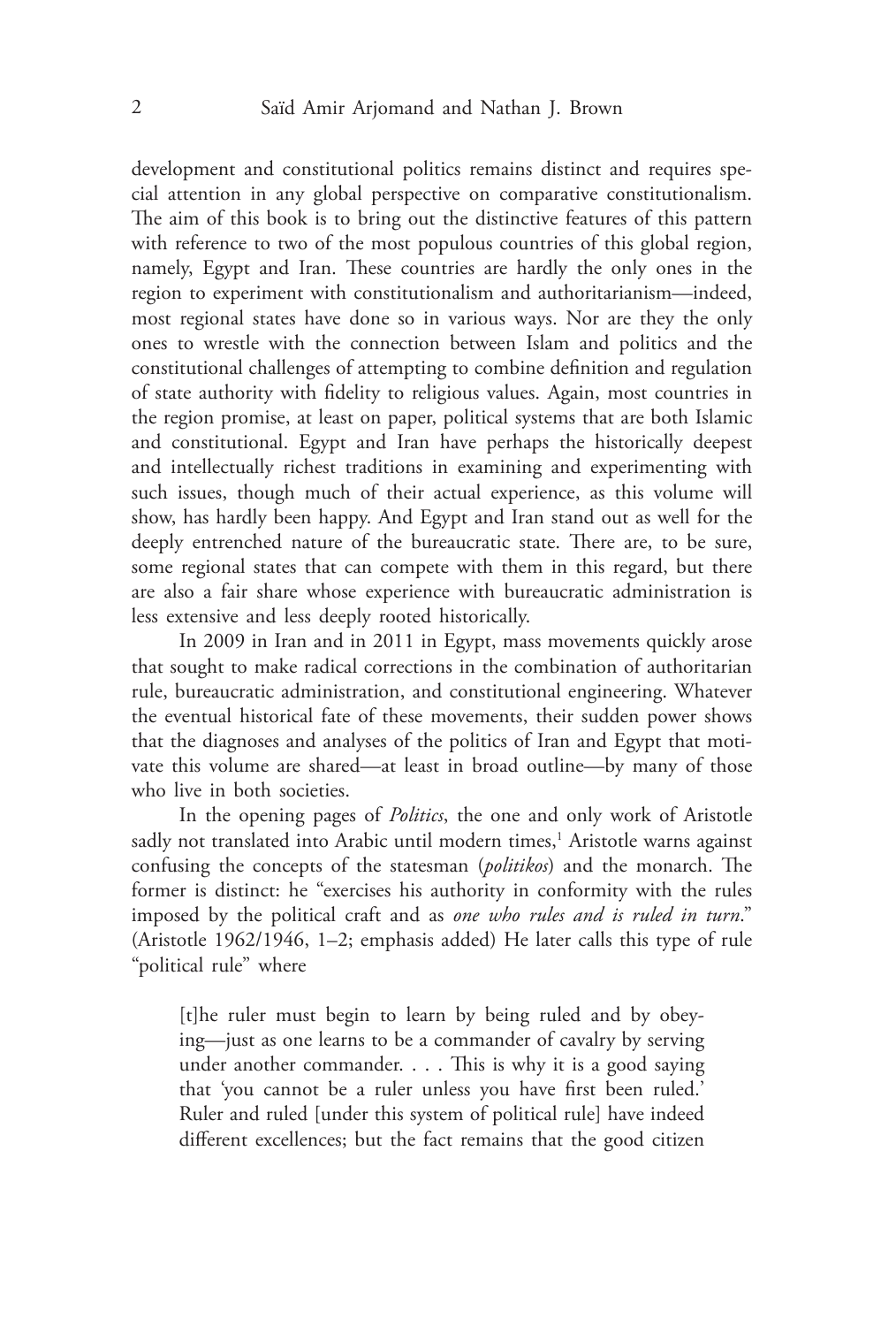development and constitutional politics remains distinct and requires special attention in any global perspective on comparative constitutionalism. The aim of this book is to bring out the distinctive features of this pattern with reference to two of the most populous countries of this global region, namely, Egypt and Iran. These countries are hardly the only ones in the region to experiment with constitutionalism and authoritarianism—indeed, most regional states have done so in various ways. Nor are they the only ones to wrestle with the connection between Islam and politics and the constitutional challenges of attempting to combine definition and regulation of state authority with fidelity to religious values. Again, most countries in the region promise, at least on paper, political systems that are both Islamic and constitutional. Egypt and Iran have perhaps the historically deepest and intellectually richest traditions in examining and experimenting with such issues, though much of their actual experience, as this volume will show, has hardly been happy. And Egypt and Iran stand out as well for the deeply entrenched nature of the bureaucratic state. There are, to be sure, some regional states that can compete with them in this regard, but there are also a fair share whose experience with bureaucratic administration is less extensive and less deeply rooted historically.

In 2009 in Iran and in 2011 in Egypt, mass movements quickly arose that sought to make radical corrections in the combination of authoritarian rule, bureaucratic administration, and constitutional engineering. Whatever the eventual historical fate of these movements, their sudden power shows that the diagnoses and analyses of the politics of Iran and Egypt that motivate this volume are shared—at least in broad outline—by many of those who live in both societies.

In the opening pages of *Politics*, the one and only work of Aristotle sadly not translated into Arabic until modern times,[1] Aristotle warns against confusing the concepts of the statesman (*politikos*) and the monarch. The former is distinct: he "exercises his authority in conformity with the rules imposed by the political craft and as *one who rules and is ruled in turn*." (Aristotle 1962/1946, 1–2; emphasis added) He later calls this type of rule "political rule" where

> [t]he ruler must begin to learn by being ruled and by obeying—just as one learns to be a commander of cavalry by serving under another commander. . . . This is why it is a good saying that 'you cannot be a ruler unless you have first been ruled.' Ruler and ruled [under this system of political rule] have indeed different excellences; but the fact remains that the good citizen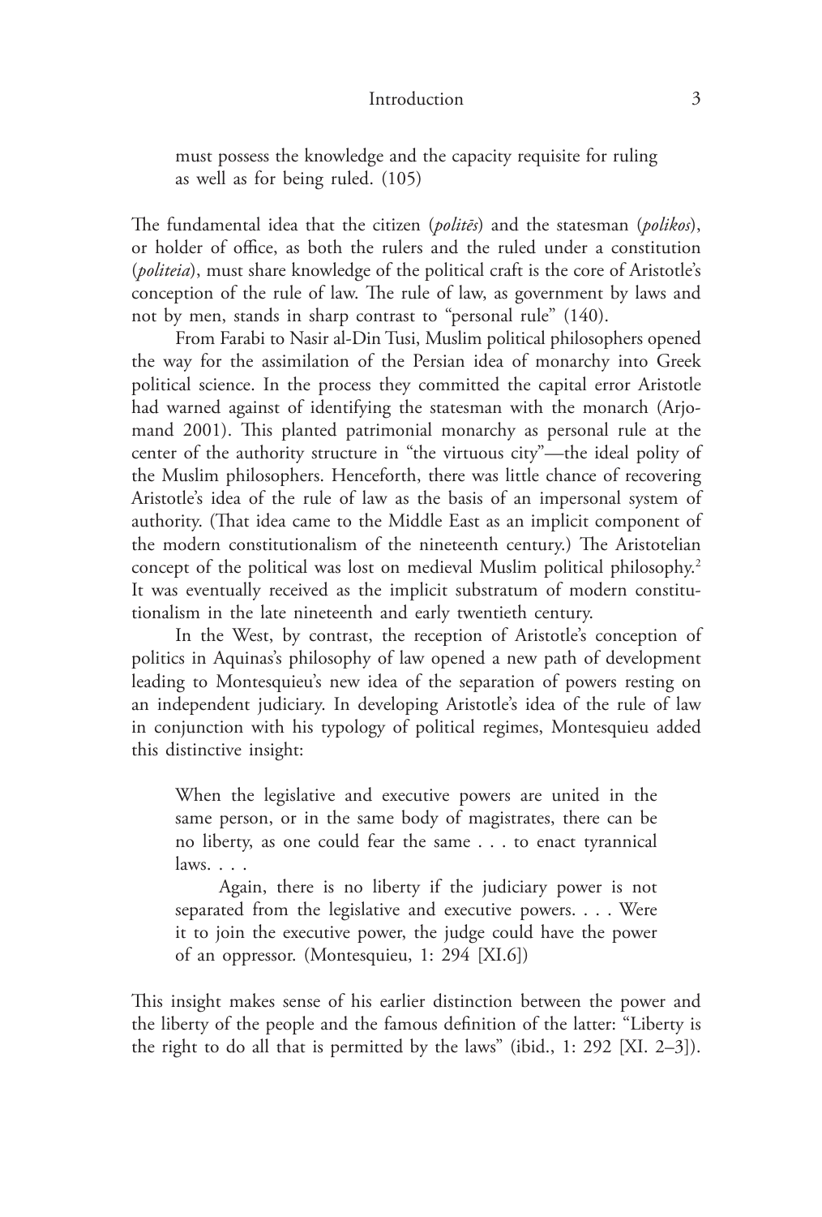> must possess the knowledge and the capacity requisite for ruling as well as for being ruled. (105)

The fundamental idea that the citizen (*politēs*) and the statesman (*polikos*), or holder of office, as both the rulers and the ruled under a constitution (*politeia*), must share knowledge of the political craft is the core of Aristotle's conception of the rule of law. The rule of law, as government by laws and not by men, stands in sharp contrast to "personal rule" (140).

From Farabi to Nasir al-Din Tusi, Muslim political philosophers opened the way for the assimilation of the Persian idea of monarchy into Greek political science. In the process they committed the capital error Aristotle had warned against of identifying the statesman with the monarch (Arjomand 2001). This planted patrimonial monarchy as personal rule at the center of the authority structure in "the virtuous city"—the ideal polity of the Muslim philosophers. Henceforth, there was little chance of recovering Aristotle's idea of the rule of law as the basis of an impersonal system of authority. (That idea came to the Middle East as an implicit component of the modern constitutionalism of the nineteenth century.) The Aristotelian concept of the political was lost on medieval Muslim political philosophy.[2] It was eventually received as the implicit substratum of modern constitutionalism in the late nineteenth and early twentieth century.

In the West, by contrast, the reception of Aristotle's conception of politics in Aquinas's philosophy of law opened a new path of development leading to Montesquieu's new idea of the separation of powers resting on an independent judiciary. In developing Aristotle's idea of the rule of law in conjunction with his typology of political regimes, Montesquieu added this distinctive insight:

> When the legislative and executive powers are united in the same person, or in the same body of magistrates, there can be no liberty, as one could fear the same . . . to enact tyrannical laws. . . .
>
> Again, there is no liberty if the judiciary power is not separated from the legislative and executive powers. . . . Were it to join the executive power, the judge could have the power of an oppressor. (Montesquieu, 1: 294 [XI.6])

This insight makes sense of his earlier distinction between the power and the liberty of the people and the famous definition of the latter: "Liberty is the right to do all that is permitted by the laws" (ibid., 1: 292 [XI. 2–3]).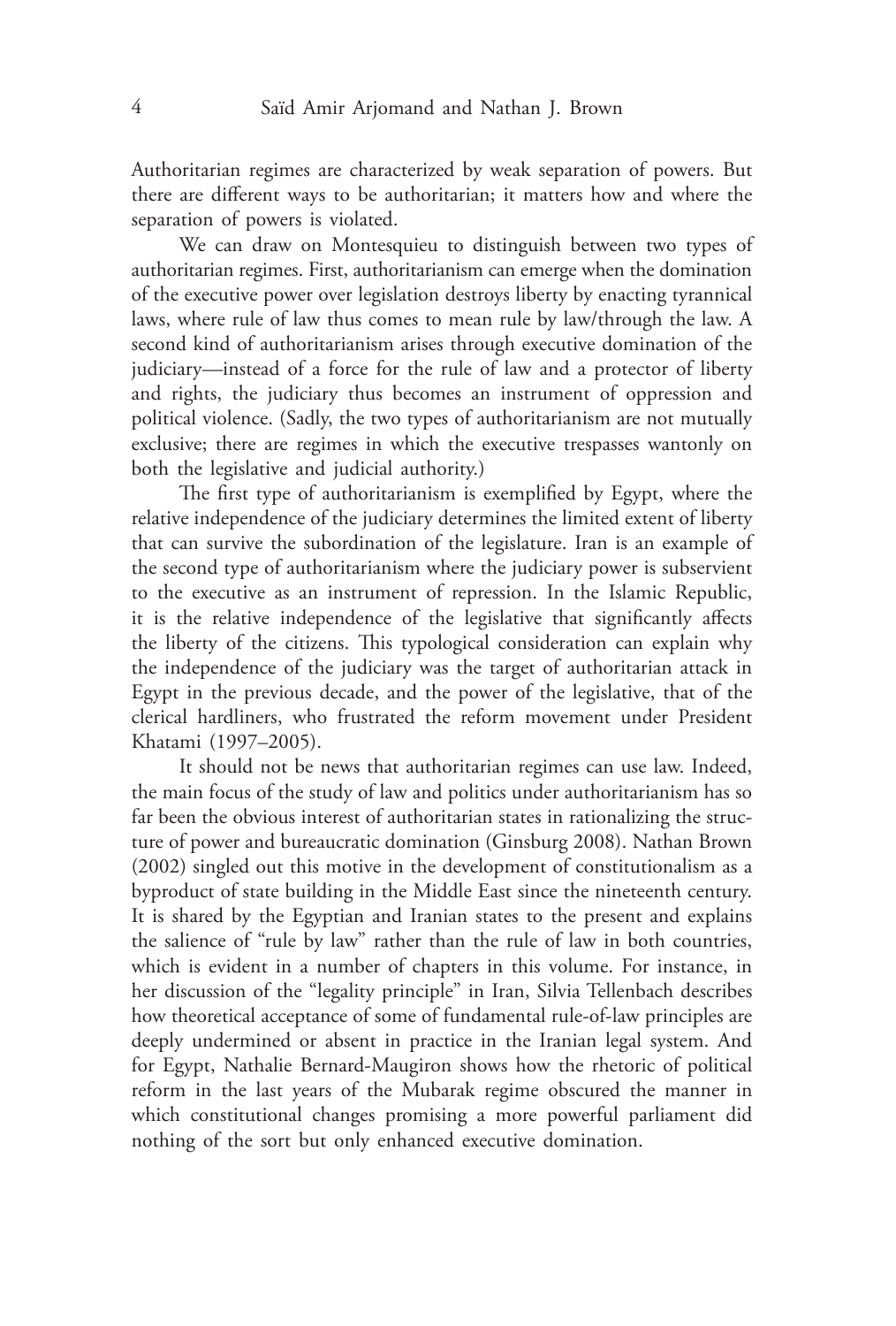Authoritarian regimes are characterized by weak separation of powers. But there are different ways to be authoritarian; it matters how and where the separation of powers is violated.

We can draw on Montesquieu to distinguish between two types of authoritarian regimes. First, authoritarianism can emerge when the domination of the executive power over legislation destroys liberty by enacting tyrannical laws, where rule of law thus comes to mean rule by law/through the law. A second kind of authoritarianism arises through executive domination of the judiciary—instead of a force for the rule of law and a protector of liberty and rights, the judiciary thus becomes an instrument of oppression and political violence. (Sadly, the two types of authoritarianism are not mutually exclusive; there are regimes in which the executive trespasses wantonly on both the legislative and judicial authority.)

The first type of authoritarianism is exemplified by Egypt, where the relative independence of the judiciary determines the limited extent of liberty that can survive the subordination of the legislature. Iran is an example of the second type of authoritarianism where the judiciary power is subservient to the executive as an instrument of repression. In the Islamic Republic, it is the relative independence of the legislative that significantly affects the liberty of the citizens. This typological consideration can explain why the independence of the judiciary was the target of authoritarian attack in Egypt in the previous decade, and the power of the legislative, that of the clerical hardliners, who frustrated the reform movement under President Khatami (1997–2005).

It should not be news that authoritarian regimes can use law. Indeed, the main focus of the study of law and politics under authoritarianism has so far been the obvious interest of authoritarian states in rationalizing the structure of power and bureaucratic domination (Ginsburg 2008). Nathan Brown (2002) singled out this motive in the development of constitutionalism as a byproduct of state building in the Middle East since the nineteenth century. It is shared by the Egyptian and Iranian states to the present and explains the salience of "rule by law" rather than the rule of law in both countries, which is evident in a number of chapters in this volume. For instance, in her discussion of the "legality principle" in Iran, Silvia Tellenbach describes how theoretical acceptance of some of fundamental rule-of-law principles are deeply undermined or absent in practice in the Iranian legal system. And for Egypt, Nathalie Bernard-Maugiron shows how the rhetoric of political reform in the last years of the Mubarak regime obscured the manner in which constitutional changes promising a more powerful parliament did nothing of the sort but only enhanced executive domination.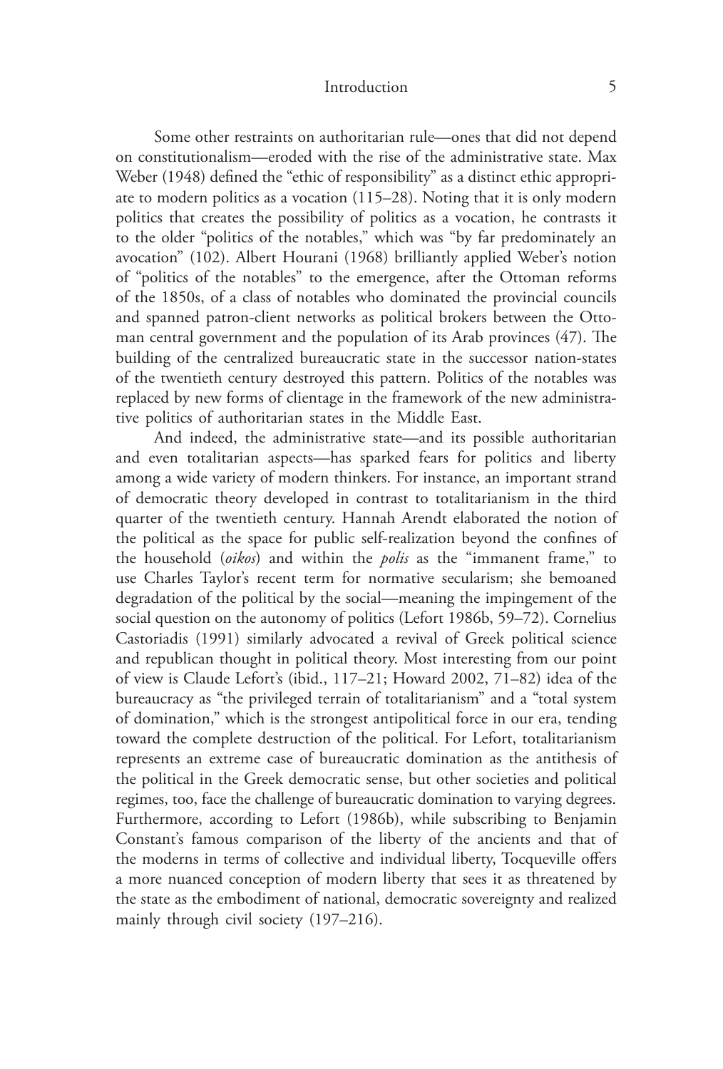Some other restraints on authoritarian rule—ones that did not depend on constitutionalism—eroded with the rise of the administrative state. Max Weber (1948) defined the "ethic of responsibility" as a distinct ethic appropriate to modern politics as a vocation (115–28). Noting that it is only modern politics that creates the possibility of politics as a vocation, he contrasts it to the older "politics of the notables," which was "by far predominately an avocation" (102). Albert Hourani (1968) brilliantly applied Weber's notion of "politics of the notables" to the emergence, after the Ottoman reforms of the 1850s, of a class of notables who dominated the provincial councils and spanned patron-client networks as political brokers between the Ottoman central government and the population of its Arab provinces (47). The building of the centralized bureaucratic state in the successor nation-states of the twentieth century destroyed this pattern. Politics of the notables was replaced by new forms of clientage in the framework of the new administrative politics of authoritarian states in the Middle East.

And indeed, the administrative state—and its possible authoritarian and even totalitarian aspects—has sparked fears for politics and liberty among a wide variety of modern thinkers. For instance, an important strand of democratic theory developed in contrast to totalitarianism in the third quarter of the twentieth century. Hannah Arendt elaborated the notion of the political as the space for public self-realization beyond the confines of the household (*oikos*) and within the *polis* as the "immanent frame," to use Charles Taylor's recent term for normative secularism; she bemoaned degradation of the political by the social—meaning the impingement of the social question on the autonomy of politics (Lefort 1986b, 59–72). Cornelius Castoriadis (1991) similarly advocated a revival of Greek political science and republican thought in political theory. Most interesting from our point of view is Claude Lefort's (ibid., 117–21; Howard 2002, 71–82) idea of the bureaucracy as "the privileged terrain of totalitarianism" and a "total system of domination," which is the strongest antipolitical force in our era, tending toward the complete destruction of the political. For Lefort, totalitarianism represents an extreme case of bureaucratic domination as the antithesis of the political in the Greek democratic sense, but other societies and political regimes, too, face the challenge of bureaucratic domination to varying degrees. Furthermore, according to Lefort (1986b), while subscribing to Benjamin Constant's famous comparison of the liberty of the ancients and that of the moderns in terms of collective and individual liberty, Tocqueville offers a more nuanced conception of modern liberty that sees it as threatened by the state as the embodiment of national, democratic sovereignty and realized mainly through civil society (197–216).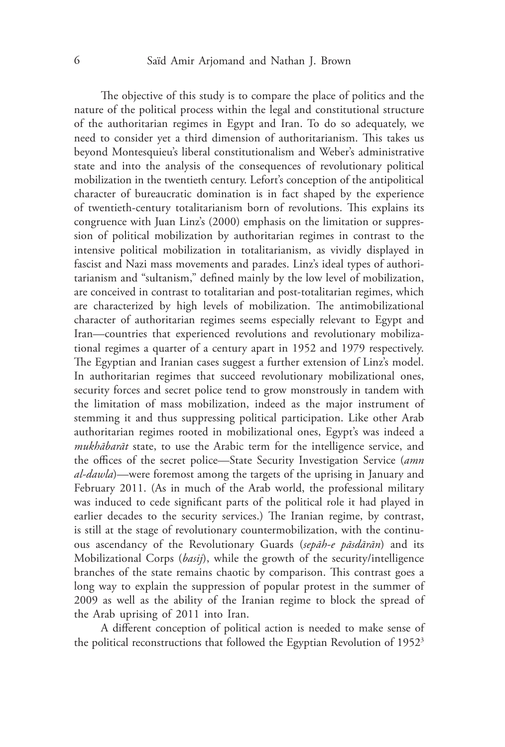The objective of this study is to compare the place of politics and the nature of the political process within the legal and constitutional structure of the authoritarian regimes in Egypt and Iran. To do so adequately, we need to consider yet a third dimension of authoritarianism. This takes us beyond Montesquieu's liberal constitutionalism and Weber's administrative state and into the analysis of the consequences of revolutionary political mobilization in the twentieth century. Lefort's conception of the antipolitical character of bureaucratic domination is in fact shaped by the experience of twentieth-century totalitarianism born of revolutions. This explains its congruence with Juan Linz's (2000) emphasis on the limitation or suppression of political mobilization by authoritarian regimes in contrast to the intensive political mobilization in totalitarianism, as vividly displayed in fascist and Nazi mass movements and parades. Linz's ideal types of authoritarianism and "sultanism," defined mainly by the low level of mobilization, are conceived in contrast to totalitarian and post-totalitarian regimes, which are characterized by high levels of mobilization. The antimobilizational character of authoritarian regimes seems especially relevant to Egypt and Iran—countries that experienced revolutions and revolutionary mobilizational regimes a quarter of a century apart in 1952 and 1979 respectively. The Egyptian and Iranian cases suggest a further extension of Linz's model. In authoritarian regimes that succeed revolutionary mobilizational ones, security forces and secret police tend to grow monstrously in tandem with the limitation of mass mobilization, indeed as the major instrument of stemming it and thus suppressing political participation. Like other Arab authoritarian regimes rooted in mobilizational ones, Egypt's was indeed a *mukhābarāt* state, to use the Arabic term for the intelligence service, and the offices of the secret police—State Security Investigation Service (*amn al-dawla*)—were foremost among the targets of the uprising in January and February 2011. (As in much of the Arab world, the professional military was induced to cede significant parts of the political role it had played in earlier decades to the security services.) The Iranian regime, by contrast, is still at the stage of revolutionary countermobilization, with the continuous ascendancy of the Revolutionary Guards (*sepāh-e pāsdārān*) and its Mobilizational Corps (*basij*), while the growth of the security/intelligence branches of the state remains chaotic by comparison. This contrast goes a long way to explain the suppression of popular protest in the summer of 2009 as well as the ability of the Iranian regime to block the spread of the Arab uprising of 2011 into Iran.

A different conception of political action is needed to make sense of the political reconstructions that followed the Egyptian Revolution of 1952[3]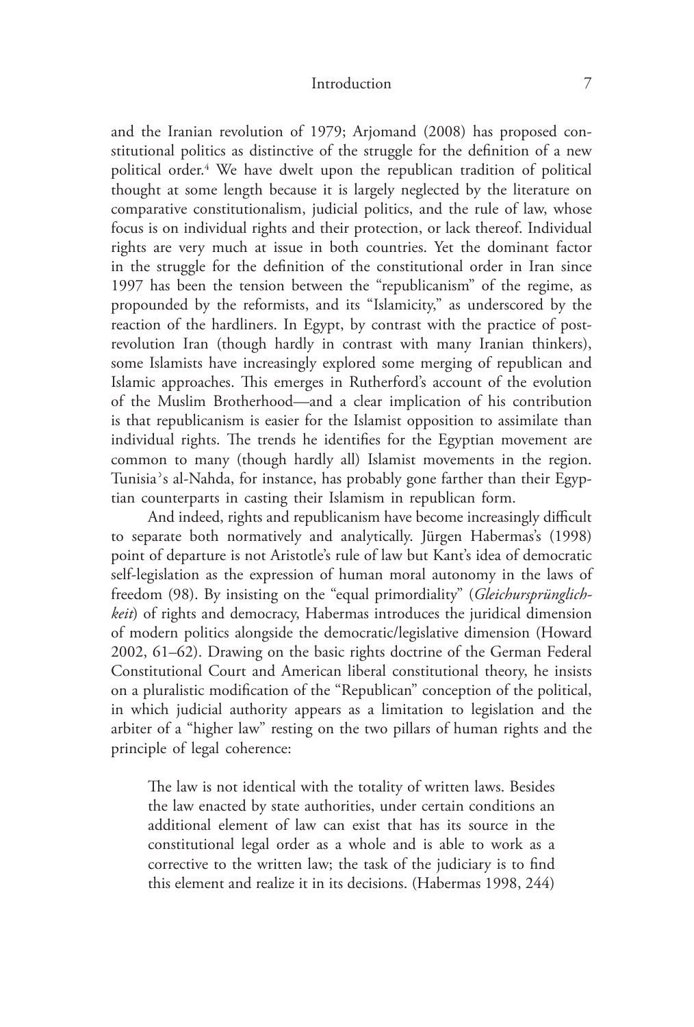and the Iranian revolution of 1979; Arjomand (2008) has proposed constitutional politics as distinctive of the struggle for the definition of a new political order.[4] We have dwelt upon the republican tradition of political thought at some length because it is largely neglected by the literature on comparative constitutionalism, judicial politics, and the rule of law, whose focus is on individual rights and their protection, or lack thereof. Individual rights are very much at issue in both countries. Yet the dominant factor in the struggle for the definition of the constitutional order in Iran since 1997 has been the tension between the "republicanism" of the regime, as propounded by the reformists, and its "Islamicity," as underscored by the reaction of the hardliners. In Egypt, by contrast with the practice of post-revolution Iran (though hardly in contrast with many Iranian thinkers), some Islamists have increasingly explored some merging of republican and Islamic approaches. This emerges in Rutherford's account of the evolution of the Muslim Brotherhood—and a clear implication of his contribution is that republicanism is easier for the Islamist opposition to assimilate than individual rights. The trends he identifies for the Egyptian movement are common to many (though hardly all) Islamist movements in the region. Tunisia's al-Nahda, for instance, has probably gone farther than their Egyptian counterparts in casting their Islamism in republican form.

And indeed, rights and republicanism have become increasingly difficult to separate both normatively and analytically. Jürgen Habermas's (1998) point of departure is not Aristotle's rule of law but Kant's idea of democratic self-legislation as the expression of human moral autonomy in the laws of freedom (98). By insisting on the "equal primordiality" (*Gleichursprünglichkeit*) of rights and democracy, Habermas introduces the juridical dimension of modern politics alongside the democratic/legislative dimension (Howard 2002, 61–62). Drawing on the basic rights doctrine of the German Federal Constitutional Court and American liberal constitutional theory, he insists on a pluralistic modification of the "Republican" conception of the political, in which judicial authority appears as a limitation to legislation and the arbiter of a "higher law" resting on the two pillars of human rights and the principle of legal coherence:

> The law is not identical with the totality of written laws. Besides the law enacted by state authorities, under certain conditions an additional element of law can exist that has its source in the constitutional legal order as a whole and is able to work as a corrective to the written law; the task of the judiciary is to find this element and realize it in its decisions. (Habermas 1998, 244)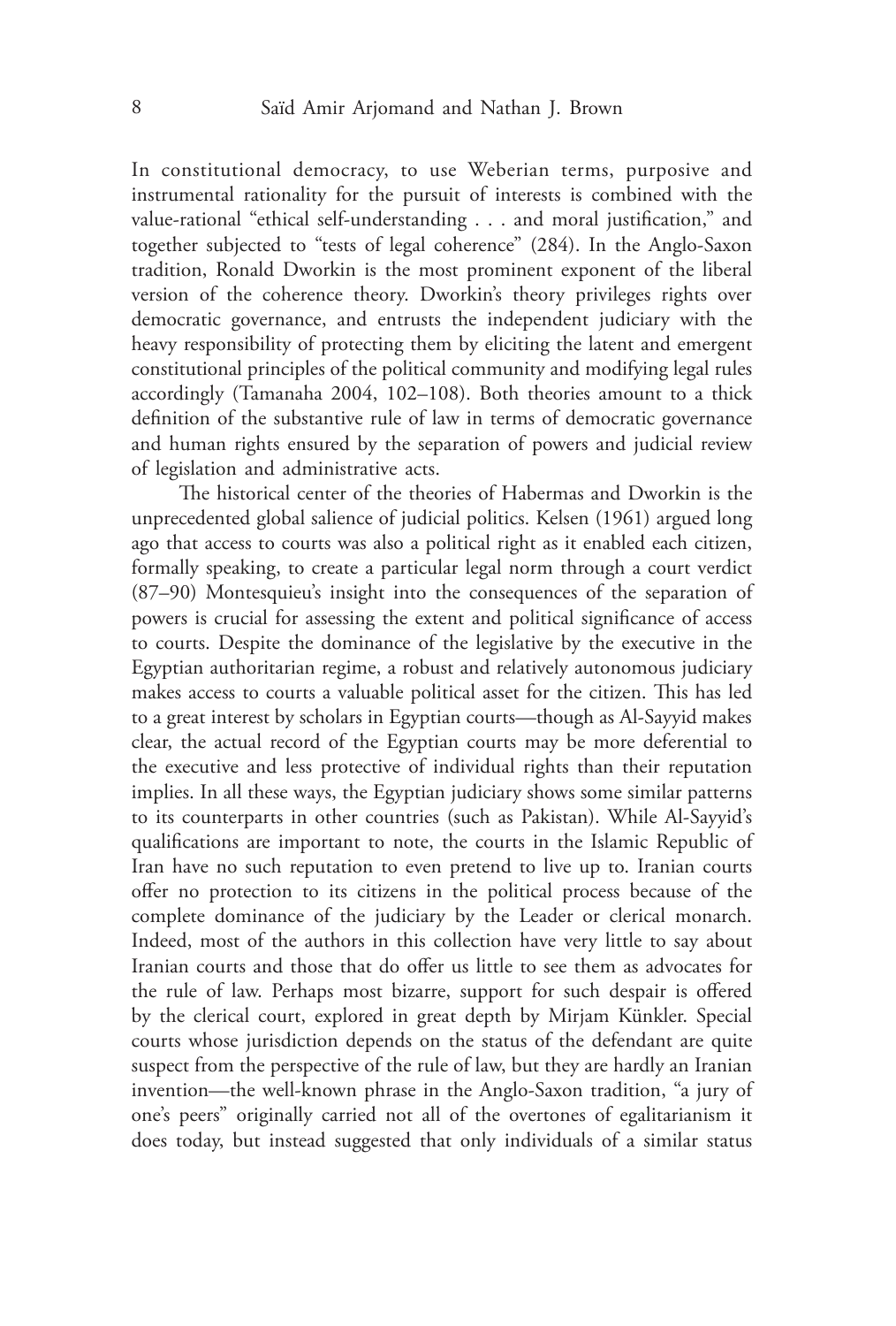In constitutional democracy, to use Weberian terms, purposive and instrumental rationality for the pursuit of interests is combined with the value-rational "ethical self-understanding . . . and moral justification," and together subjected to "tests of legal coherence" (284). In the Anglo-Saxon tradition, Ronald Dworkin is the most prominent exponent of the liberal version of the coherence theory. Dworkin's theory privileges rights over democratic governance, and entrusts the independent judiciary with the heavy responsibility of protecting them by eliciting the latent and emergent constitutional principles of the political community and modifying legal rules accordingly (Tamanaha 2004, 102–108). Both theories amount to a thick definition of the substantive rule of law in terms of democratic governance and human rights ensured by the separation of powers and judicial review of legislation and administrative acts.

The historical center of the theories of Habermas and Dworkin is the unprecedented global salience of judicial politics. Kelsen (1961) argued long ago that access to courts was also a political right as it enabled each citizen, formally speaking, to create a particular legal norm through a court verdict (87–90) Montesquieu's insight into the consequences of the separation of powers is crucial for assessing the extent and political significance of access to courts. Despite the dominance of the legislative by the executive in the Egyptian authoritarian regime, a robust and relatively autonomous judiciary makes access to courts a valuable political asset for the citizen. This has led to a great interest by scholars in Egyptian courts—though as Al-Sayyid makes clear, the actual record of the Egyptian courts may be more deferential to the executive and less protective of individual rights than their reputation implies. In all these ways, the Egyptian judiciary shows some similar patterns to its counterparts in other countries (such as Pakistan). While Al-Sayyid's qualifications are important to note, the courts in the Islamic Republic of Iran have no such reputation to even pretend to live up to. Iranian courts offer no protection to its citizens in the political process because of the complete dominance of the judiciary by the Leader or clerical monarch. Indeed, most of the authors in this collection have very little to say about Iranian courts and those that do offer us little to see them as advocates for the rule of law. Perhaps most bizarre, support for such despair is offered by the clerical court, explored in great depth by Mirjam Künkler. Special courts whose jurisdiction depends on the status of the defendant are quite suspect from the perspective of the rule of law, but they are hardly an Iranian invention—the well-known phrase in the Anglo-Saxon tradition, "a jury of one's peers" originally carried not all of the overtones of egalitarianism it does today, but instead suggested that only individuals of a similar status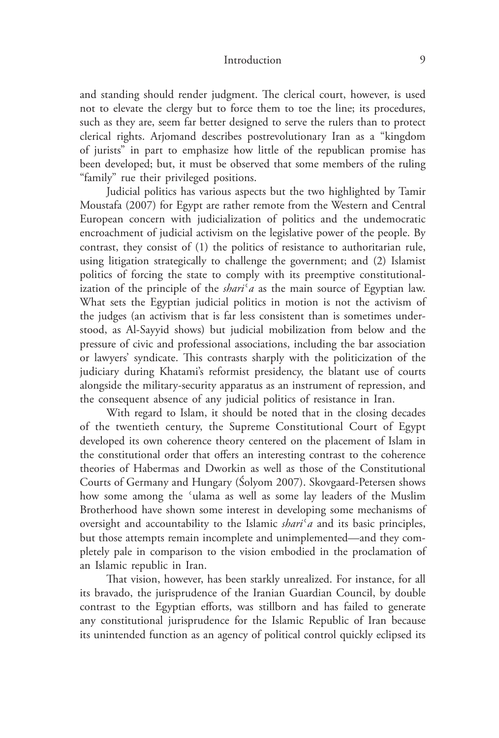and standing should render judgment. The clerical court, however, is used not to elevate the clergy but to force them to toe the line; its procedures, such as they are, seem far better designed to serve the rulers than to protect clerical rights. Arjomand describes postrevolutionary Iran as a "kingdom of jurists" in part to emphasize how little of the republican promise has been developed; but, it must be observed that some members of the ruling "family" rue their privileged positions.

Judicial politics has various aspects but the two highlighted by Tamir Moustafa (2007) for Egypt are rather remote from the Western and Central European concern with judicialization of politics and the undemocratic encroachment of judicial activism on the legislative power of the people. By contrast, they consist of (1) the politics of resistance to authoritarian rule, using litigation strategically to challenge the government; and (2) Islamist politics of forcing the state to comply with its preemptive constitutionalization of the principle of the *shariʿa* as the main source of Egyptian law. What sets the Egyptian judicial politics in motion is not the activism of the judges (an activism that is far less consistent than is sometimes understood, as Al-Sayyid shows) but judicial mobilization from below and the pressure of civic and professional associations, including the bar association or lawyers' syndicate. This contrasts sharply with the politicization of the judiciary during Khatami's reformist presidency, the blatant use of courts alongside the military-security apparatus as an instrument of repression, and the consequent absence of any judicial politics of resistance in Iran.

With regard to Islam, it should be noted that in the closing decades of the twentieth century, the Supreme Constitutional Court of Egypt developed its own coherence theory centered on the placement of Islam in the constitutional order that offers an interesting contrast to the coherence theories of Habermas and Dworkin as well as those of the Constitutional Courts of Germany and Hungary (Śolyom 2007). Skovgaard-Petersen shows how some among the ʿulama as well as some lay leaders of the Muslim Brotherhood have shown some interest in developing some mechanisms of oversight and accountability to the Islamic *shariʿa* and its basic principles, but those attempts remain incomplete and unimplemented—and they completely pale in comparison to the vision embodied in the proclamation of an Islamic republic in Iran.

That vision, however, has been starkly unrealized. For instance, for all its bravado, the jurisprudence of the Iranian Guardian Council, by double contrast to the Egyptian efforts, was stillborn and has failed to generate any constitutional jurisprudence for the Islamic Republic of Iran because its unintended function as an agency of political control quickly eclipsed its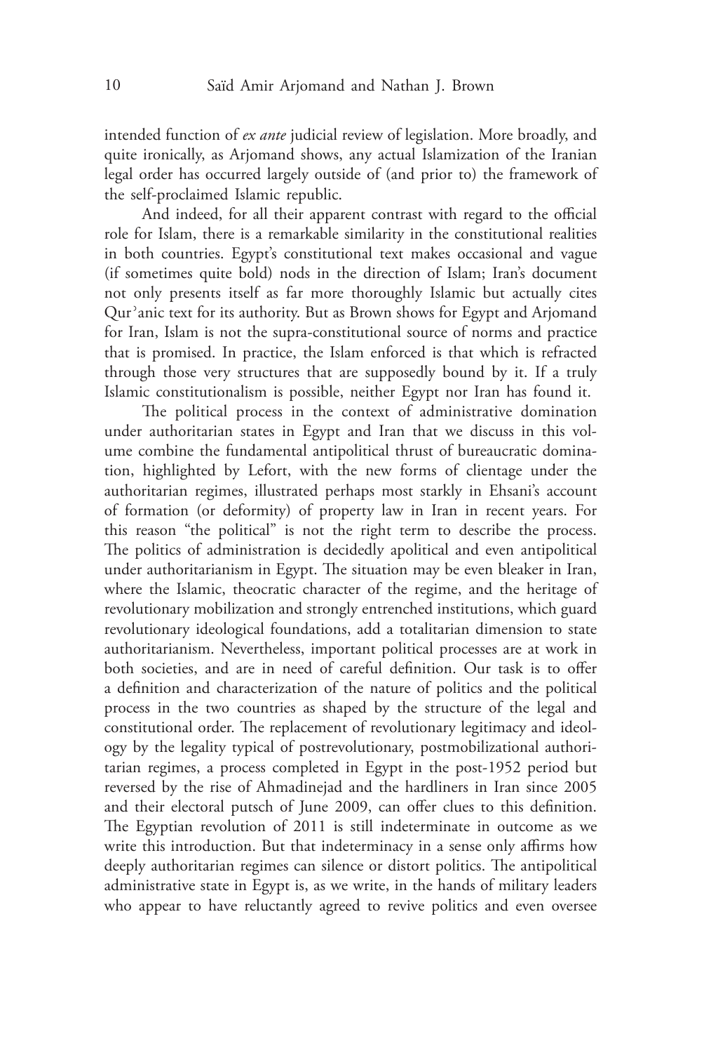intended function of *ex ante* judicial review of legislation. More broadly, and quite ironically, as Arjomand shows, any actual Islamization of the Iranian legal order has occurred largely outside of (and prior to) the framework of the self-proclaimed Islamic republic.

And indeed, for all their apparent contrast with regard to the official role for Islam, there is a remarkable similarity in the constitutional realities in both countries. Egypt's constitutional text makes occasional and vague (if sometimes quite bold) nods in the direction of Islam; Iran's document not only presents itself as far more thoroughly Islamic but actually cites Qurʾanic text for its authority. But as Brown shows for Egypt and Arjomand for Iran, Islam is not the supra-constitutional source of norms and practice that is promised. In practice, the Islam enforced is that which is refracted through those very structures that are supposedly bound by it. If a truly Islamic constitutionalism is possible, neither Egypt nor Iran has found it.

The political process in the context of administrative domination under authoritarian states in Egypt and Iran that we discuss in this volume combine the fundamental antipolitical thrust of bureaucratic domination, highlighted by Lefort, with the new forms of clientage under the authoritarian regimes, illustrated perhaps most starkly in Ehsani's account of formation (or deformity) of property law in Iran in recent years. For this reason "the political" is not the right term to describe the process. The politics of administration is decidedly apolitical and even antipolitical under authoritarianism in Egypt. The situation may be even bleaker in Iran, where the Islamic, theocratic character of the regime, and the heritage of revolutionary mobilization and strongly entrenched institutions, which guard revolutionary ideological foundations, add a totalitarian dimension to state authoritarianism. Nevertheless, important political processes are at work in both societies, and are in need of careful definition. Our task is to offer a definition and characterization of the nature of politics and the political process in the two countries as shaped by the structure of the legal and constitutional order. The replacement of revolutionary legitimacy and ideology by the legality typical of postrevolutionary, postmobilizational authoritarian regimes, a process completed in Egypt in the post-1952 period but reversed by the rise of Ahmadinejad and the hardliners in Iran since 2005 and their electoral putsch of June 2009, can offer clues to this definition. The Egyptian revolution of 2011 is still indeterminate in outcome as we write this introduction. But that indeterminacy in a sense only affirms how deeply authoritarian regimes can silence or distort politics. The antipolitical administrative state in Egypt is, as we write, in the hands of military leaders who appear to have reluctantly agreed to revive politics and even oversee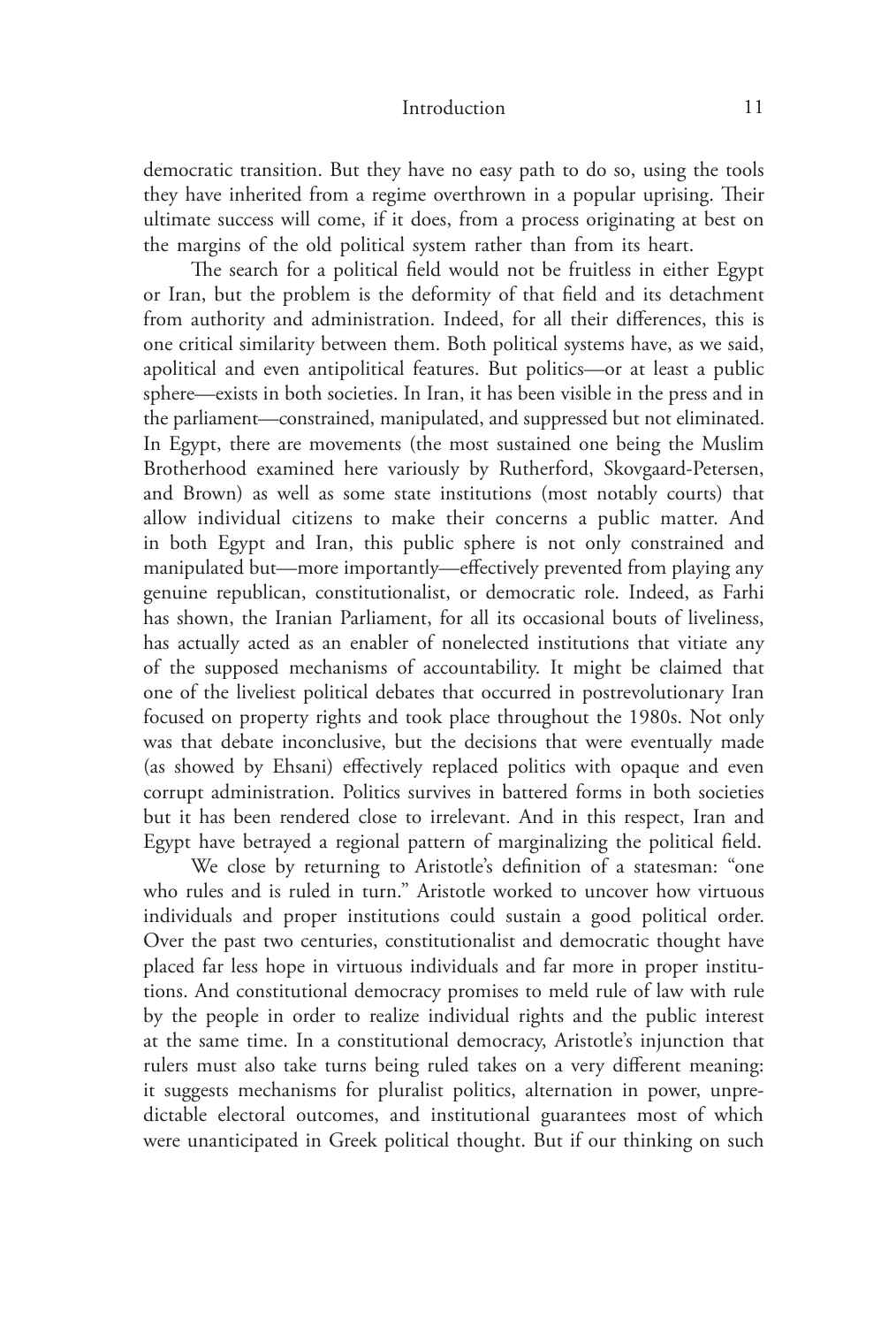democratic transition. But they have no easy path to do so, using the tools they have inherited from a regime overthrown in a popular uprising. Their ultimate success will come, if it does, from a process originating at best on the margins of the old political system rather than from its heart.

The search for a political field would not be fruitless in either Egypt or Iran, but the problem is the deformity of that field and its detachment from authority and administration. Indeed, for all their differences, this is one critical similarity between them. Both political systems have, as we said, apolitical and even antipolitical features. But politics—or at least a public sphere—exists in both societies. In Iran, it has been visible in the press and in the parliament—constrained, manipulated, and suppressed but not eliminated. In Egypt, there are movements (the most sustained one being the Muslim Brotherhood examined here variously by Rutherford, Skovgaard-Petersen, and Brown) as well as some state institutions (most notably courts) that allow individual citizens to make their concerns a public matter. And in both Egypt and Iran, this public sphere is not only constrained and manipulated but—more importantly—effectively prevented from playing any genuine republican, constitutionalist, or democratic role. Indeed, as Farhi has shown, the Iranian Parliament, for all its occasional bouts of liveliness, has actually acted as an enabler of nonelected institutions that vitiate any of the supposed mechanisms of accountability. It might be claimed that one of the liveliest political debates that occurred in postrevolutionary Iran focused on property rights and took place throughout the 1980s. Not only was that debate inconclusive, but the decisions that were eventually made (as showed by Ehsani) effectively replaced politics with opaque and even corrupt administration. Politics survives in battered forms in both societies but it has been rendered close to irrelevant. And in this respect, Iran and Egypt have betrayed a regional pattern of marginalizing the political field.

We close by returning to Aristotle's definition of a statesman: "one who rules and is ruled in turn." Aristotle worked to uncover how virtuous individuals and proper institutions could sustain a good political order. Over the past two centuries, constitutionalist and democratic thought have placed far less hope in virtuous individuals and far more in proper institutions. And constitutional democracy promises to meld rule of law with rule by the people in order to realize individual rights and the public interest at the same time. In a constitutional democracy, Aristotle's injunction that rulers must also take turns being ruled takes on a very different meaning: it suggests mechanisms for pluralist politics, alternation in power, unpredictable electoral outcomes, and institutional guarantees most of which were unanticipated in Greek political thought. But if our thinking on such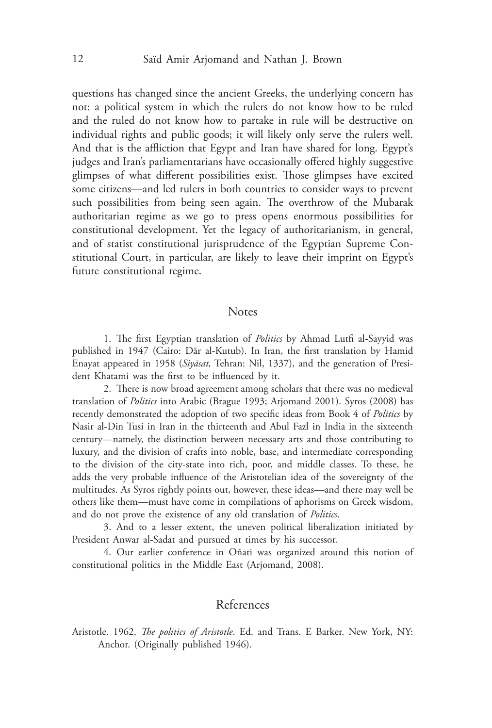questions has changed since the ancient Greeks, the underlying concern has not: a political system in which the rulers do not know how to be ruled and the ruled do not know how to partake in rule will be destructive on individual rights and public goods; it will likely only serve the rulers well. And that is the affliction that Egypt and Iran have shared for long. Egypt's judges and Iran's parliamentarians have occasionally offered highly suggestive glimpses of what different possibilities exist. Those glimpses have excited some citizens—and led rulers in both countries to consider ways to prevent such possibilities from being seen again. The overthrow of the Mubarak authoritarian regime as we go to press opens enormous possibilities for constitutional development. Yet the legacy of authoritarianism, in general, and of statist constitutional jurisprudence of the Egyptian Supreme Constitutional Court, in particular, are likely to leave their imprint on Egypt's future constitutional regime.

## Notes

1. The first Egyptian translation of *Politics* by Ahmad Lutfi al-Sayyid was published in 1947 (Cairo: Dār al-Kutub). In Iran, the first translation by Hamid Enayat appeared in 1958 (*Siyāsat,* Tehran: Nil, 1337), and the generation of President Khatami was the first to be influenced by it.

2. There is now broad agreement among scholars that there was no medieval translation of *Politics* into Arabic (Brague 1993; Arjomand 2001). Syros (2008) has recently demonstrated the adoption of two specific ideas from Book 4 of *Politics* by Nasir al-Din Tusi in Iran in the thirteenth and Abul Fazl in India in the sixteenth century—namely, the distinction between necessary arts and those contributing to luxury, and the division of crafts into noble, base, and intermediate corresponding to the division of the city-state into rich, poor, and middle classes. To these, he adds the very probable influence of the Aristotelian idea of the sovereignty of the multitudes. As Syros rightly points out, however, these ideas—and there may well be others like them—must have come in compilations of aphorisms on Greek wisdom, and do not prove the existence of any old translation of *Politics*.

3. And to a lesser extent, the uneven political liberalization initiated by President Anwar al-Sadat and pursued at times by his successor.

4. Our earlier conference in Oñati was organized around this notion of constitutional politics in the Middle East (Arjomand, 2008).

## References

Aristotle. 1962. *The politics of Aristotle*. Ed. and Trans. E Barker. New York, NY: Anchor. (Originally published 1946).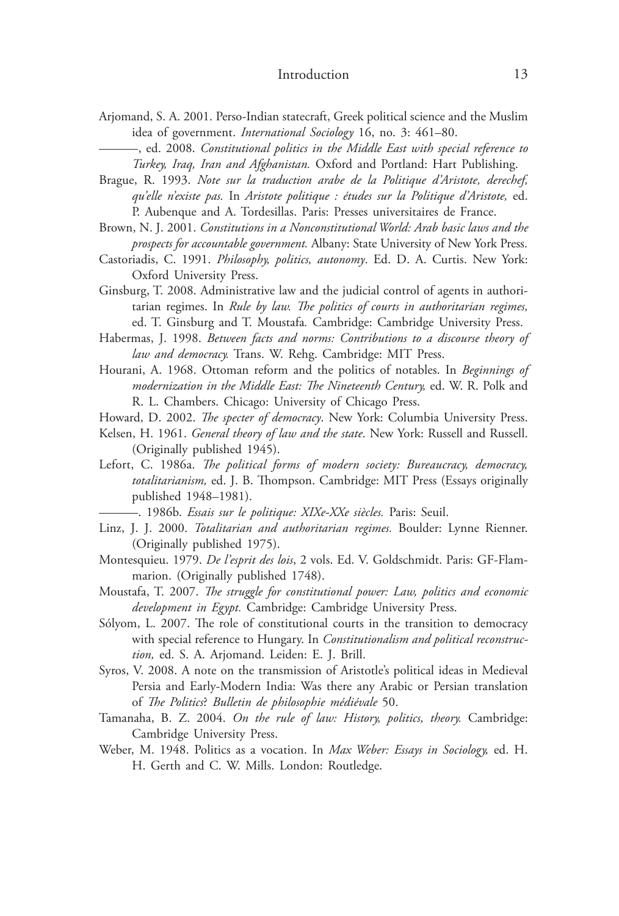Arjomand, S. A. 2001. Perso-Indian statecraft, Greek political science and the Muslim idea of government. *International Sociology* 16, no. 3: 461–80.

———, ed. 2008. *Constitutional politics in the Middle East with special reference to Turkey, Iraq, Iran and Afghanistan.* Oxford and Portland: Hart Publishing.

Brague, R. 1993. *Note sur la traduction arabe de la Politique d'Aristote, derechef, qu'elle n'existe pas.* In *Aristote politique : études sur la Politique d'Aristote,* ed. P. Aubenque and A. Tordesillas. Paris: Presses universitaires de France.

Brown, N. J. 2001. *Constitutions in a Nonconstitutional World: Arab basic laws and the prospects for accountable government.* Albany: State University of New York Press.

Castoriadis, C. 1991. *Philosophy, politics, autonomy*. Ed. D. A. Curtis. New York: Oxford University Press.

Ginsburg, T. 2008. Administrative law and the judicial control of agents in authoritarian regimes. In *Rule by law. The politics of courts in authoritarian regimes,* ed. T. Ginsburg and T. Moustafa*.* Cambridge: Cambridge University Press.

Habermas, J. 1998. *Between facts and norms: Contributions to a discourse theory of law and democracy.* Trans. W. Rehg. Cambridge: MIT Press.

Hourani, A. 1968. Ottoman reform and the politics of notables. In *Beginnings of modernization in the Middle East: The Nineteenth Century,* ed. W. R. Polk and R. L. Chambers. Chicago: University of Chicago Press.

Howard, D. 2002. *The specter of democracy*. New York: Columbia University Press.

Kelsen, H. 1961. *General theory of law and the state*. New York: Russell and Russell. (Originally published 1945).

Lefort, C. 1986a. *The political forms of modern society: Bureaucracy, democracy, totalitarianism,* ed. J. B. Thompson. Cambridge: MIT Press (Essays originally published 1948–1981).

———. 1986b. *Essais sur le politique: XIXe-XXe siècles.* Paris: Seuil.

Linz, J. J. 2000. *Totalitarian and authoritarian regimes.* Boulder: Lynne Rienner. (Originally published 1975).

Montesquieu. 1979. *De l'esprit des lois*, 2 vols. Ed. V. Goldschmidt. Paris: GF-Flammarion. (Originally published 1748).

Moustafa, T. 2007. *The struggle for constitutional power: Law, politics and economic development in Egypt.* Cambridge: Cambridge University Press.

Sólyom, L. 2007. The role of constitutional courts in the transition to democracy with special reference to Hungary. In *Constitutionalism and political reconstruction,* ed. S. A. Arjomand. Leiden: E. J. Brill.

Syros, V. 2008. A note on the transmission of Aristotle's political ideas in Medieval Persia and Early-Modern India: Was there any Arabic or Persian translation of *The Politics*? *Bulletin de philosophie médiévale* 50.

Tamanaha, B. Z. 2004. *On the rule of law: History, politics, theory.* Cambridge: Cambridge University Press.

Weber, M. 1948. Politics as a vocation. In *Max Weber: Essays in Sociology,* ed. H. H. Gerth and C. W. Mills. London: Routledge.